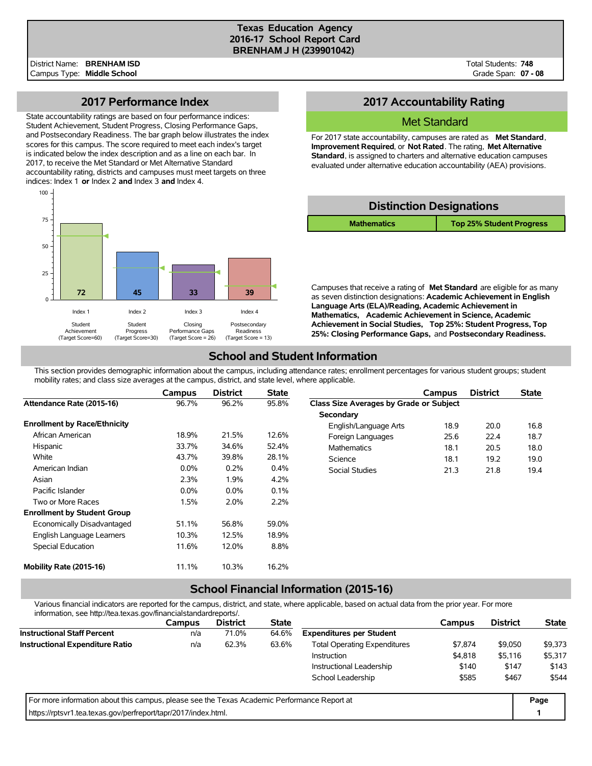# Texas Education Agency
## 2016-17 School Report Card
## BRENHAM J H (239901042)

District Name: **BRENHAM ISD**
Campus Type: **Middle School**

Total Students: **748**
Grade Span: **07 - 08**

## 2017 Performance Index

State accountability ratings are based on four performance indices: Student Achievement, Student Progress, Closing Performance Gaps, and Postsecondary Readiness. The bar graph below illustrates the index scores for this campus. The score required to meet each index's target is indicated below the index description and as a line on each bar. In 2017, to receive the Met Standard or Met Alternative Standard accountability rating, districts and campuses must meet targets on three indices: Index 1 **or** Index 2 **and** Index 3 **and** Index 4.

| Index | Description | Target Score | Score |
|---|---|---|---|
| Index 1 | Student Achievement | 60 | 72 |
| Index 2 | Student Progress | 30 | 45 |
| Index 3 | Closing Performance Gaps | 26 | 33 |
| Index 4 | Postsecondary Readiness | 13 | 39 |

## 2017 Accountability Rating

**Met Standard**

For 2017 state accountability, campuses are rated as **Met Standard**, **Improvement Required**, or **Not Rated**. The rating, **Met Alternative Standard**, is assigned to charters and alternative education campuses evaluated under alternative education accountability (AEA) provisions.

## Distinction Designations

| Mathematics | Top 25% Student Progress |
|---|---|

Campuses that receive a rating of **Met Standard** are eligible for as many as seven distinction designations: **Academic Achievement in English Language Arts (ELA)/Reading, Academic Achievement in Mathematics, Academic Achievement in Science, Academic Achievement in Social Studies, Top 25%: Student Progress, Top 25%: Closing Performance Gaps,** and **Postsecondary Readiness.**

## School and Student Information

This section provides demographic information about the campus, including attendance rates; enrollment percentages for various student groups; student mobility rates; and class size averages at the campus, district, and state level, where applicable.

| | Campus | District | State |
|---|---|---|---|
| **Attendance Rate (2015-16)** | 96.7% | 96.2% | 95.8% |
| **Enrollment by Race/Ethnicity** | | | |
| African American | 18.9% | 21.5% | 12.6% |
| Hispanic | 33.7% | 34.6% | 52.4% |
| White | 43.7% | 39.8% | 28.1% |
| American Indian | 0.0% | 0.2% | 0.4% |
| Asian | 2.3% | 1.9% | 4.2% |
| Pacific Islander | 0.0% | 0.0% | 0.1% |
| Two or More Races | 1.5% | 2.0% | 2.2% |
| **Enrollment by Student Group** | | | |
| Economically Disadvantaged | 51.1% | 56.8% | 59.0% |
| English Language Learners | 10.3% | 12.5% | 18.9% |
| Special Education | 11.6% | 12.0% | 8.8% |
| **Mobility Rate (2015-16)** | 11.1% | 10.3% | 16.2% |

| | Campus | District | State |
|---|---|---|---|
| **Class Size Averages by Grade or Subject** | | | |
| **Secondary** | | | |
| English/Language Arts | 18.9 | 20.0 | 16.8 |
| Foreign Languages | 25.6 | 22.4 | 18.7 |
| Mathematics | 18.1 | 20.5 | 18.0 |
| Science | 18.1 | 19.2 | 19.0 |
| Social Studies | 21.3 | 21.8 | 19.4 |

## School Financial Information (2015-16)

Various financial indicators are reported for the campus, district, and state, where applicable, based on actual data from the prior year. For more information, see http://tea.texas.gov/financialstandardreports/.

| | Campus | District | State |
|---|---|---|---|
| **Instructional Staff Percent** | n/a | 71.0% | 64.6% |
| **Instructional Expenditure Ratio** | n/a | 62.3% | 63.6% |

| | Campus | District | State |
|---|---|---|---|
| **Expenditures per Student** | | | |
| Total Operating Expenditures | $7,874 | $9,050 | $9,373 |
| Instruction | $4,818 | $5,116 | $5,317 |
| Instructional Leadership | $140 | $147 | $143 |
| School Leadership | $585 | $467 | $544 |

For more information about this campus, please see the Texas Academic Performance Report at https://rptsvr1.tea.texas.gov/perfreport/tapr/2017/index.html.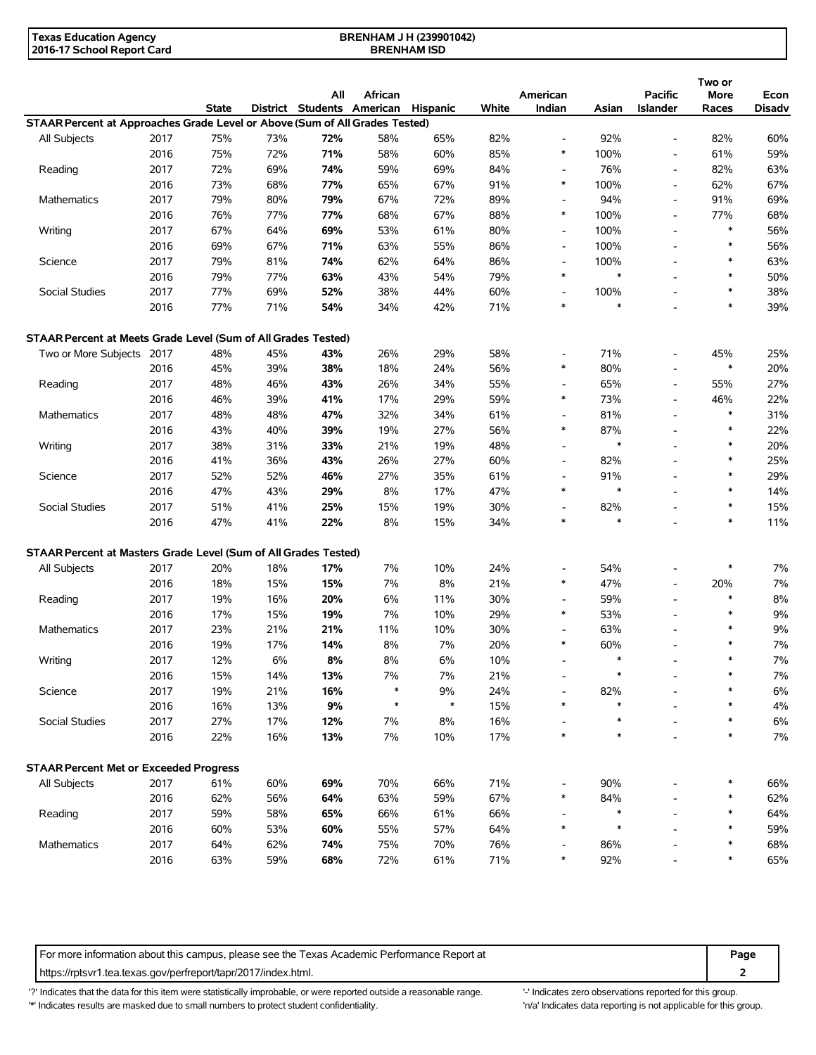**Texas Education Agency**
**2016-17 School Report Card**

**BRENHAM J H (239901042)**
**BRENHAM ISD**

| | | State | District | All Students | African American | Hispanic | White | American Indian | Asian | Pacific Islander | Two or More Races | Econ Disadv |
|---|---|---|---|---|---|---|---|---|---|---|---|---|
| **STAAR Percent at Approaches Grade Level or Above (Sum of All Grades Tested)** | | | | | | | | | | | | |
| All Subjects | 2017 | 75% | 73% | **72%** | 58% | 65% | 82% | - | 92% | - | 82% | 60% |
| | 2016 | 75% | 72% | **71%** | 58% | 60% | 85% | * | 100% | - | 61% | 59% |
| Reading | 2017 | 72% | 69% | **74%** | 59% | 69% | 84% | - | 76% | - | 82% | 63% |
| | 2016 | 73% | 68% | **77%** | 65% | 67% | 91% | * | 100% | - | 62% | 67% |
| Mathematics | 2017 | 79% | 80% | **79%** | 67% | 72% | 89% | - | 94% | - | 91% | 69% |
| | 2016 | 76% | 77% | **77%** | 68% | 67% | 88% | * | 100% | - | 77% | 68% |
| Writing | 2017 | 67% | 64% | **69%** | 53% | 61% | 80% | - | 100% | - | * | 56% |
| | 2016 | 69% | 67% | **71%** | 63% | 55% | 86% | - | 100% | - | * | 56% |
| Science | 2017 | 79% | 81% | **74%** | 62% | 64% | 86% | - | 100% | - | * | 63% |
| | 2016 | 79% | 77% | **63%** | 43% | 54% | 79% | * | * | - | * | 50% |
| Social Studies | 2017 | 77% | 69% | **52%** | 38% | 44% | 60% | - | 100% | - | * | 38% |
| | 2016 | 77% | 71% | **54%** | 34% | 42% | 71% | * | * | - | * | 39% |
| **STAAR Percent at Meets Grade Level (Sum of All Grades Tested)** | | | | | | | | | | | | |
| Two or More Subjects | 2017 | 48% | 45% | **43%** | 26% | 29% | 58% | - | 71% | - | 45% | 25% |
| | 2016 | 45% | 39% | **38%** | 18% | 24% | 56% | * | 80% | - | * | 20% |
| Reading | 2017 | 48% | 46% | **43%** | 26% | 34% | 55% | - | 65% | - | 55% | 27% |
| | 2016 | 46% | 39% | **41%** | 17% | 29% | 59% | * | 73% | - | 46% | 22% |
| Mathematics | 2017 | 48% | 48% | **47%** | 32% | 34% | 61% | - | 81% | - | * | 31% |
| | 2016 | 43% | 40% | **39%** | 19% | 27% | 56% | * | 87% | - | * | 22% |
| Writing | 2017 | 38% | 31% | **33%** | 21% | 19% | 48% | - | * | - | * | 20% |
| | 2016 | 41% | 36% | **43%** | 26% | 27% | 60% | - | 82% | - | * | 25% |
| Science | 2017 | 52% | 52% | **46%** | 27% | 35% | 61% | - | 91% | - | * | 29% |
| | 2016 | 47% | 43% | **29%** | 8% | 17% | 47% | * | * | - | * | 14% |
| Social Studies | 2017 | 51% | 41% | **25%** | 15% | 19% | 30% | - | 82% | - | * | 15% |
| | 2016 | 47% | 41% | **22%** | 8% | 15% | 34% | * | * | - | * | 11% |
| **STAAR Percent at Masters Grade Level (Sum of All Grades Tested)** | | | | | | | | | | | | |
| All Subjects | 2017 | 20% | 18% | **17%** | 7% | 10% | 24% | - | 54% | - | * | 7% |
| | 2016 | 18% | 15% | **15%** | 7% | 8% | 21% | * | 47% | - | 20% | 7% |
| Reading | 2017 | 19% | 16% | **20%** | 6% | 11% | 30% | - | 59% | - | * | 8% |
| | 2016 | 17% | 15% | **19%** | 7% | 10% | 29% | * | 53% | - | * | 9% |
| Mathematics | 2017 | 23% | 21% | **21%** | 11% | 10% | 30% | - | 63% | - | * | 9% |
| | 2016 | 19% | 17% | **14%** | 8% | 7% | 20% | * | 60% | - | * | 7% |
| Writing | 2017 | 12% | 6% | **8%** | 8% | 6% | 10% | - | * | - | * | 7% |
| | 2016 | 15% | 14% | **13%** | 7% | 7% | 21% | - | * | - | * | 7% |
| Science | 2017 | 19% | 21% | **16%** | * | 9% | 24% | - | 82% | - | * | 6% |
| | 2016 | 16% | 13% | **9%** | * | * | 15% | * | * | - | * | 4% |
| Social Studies | 2017 | 27% | 17% | **12%** | 7% | 8% | 16% | - | * | - | * | 6% |
| | 2016 | 22% | 16% | **13%** | 7% | 10% | 17% | * | * | - | * | 7% |
| **STAAR Percent Met or Exceeded Progress** | | | | | | | | | | | | |
| All Subjects | 2017 | 61% | 60% | **69%** | 70% | 66% | 71% | - | 90% | - | * | 66% |
| | 2016 | 62% | 56% | **64%** | 63% | 59% | 67% | * | 84% | - | * | 62% |
| Reading | 2017 | 59% | 58% | **65%** | 66% | 61% | 66% | - | * | - | * | 64% |
| | 2016 | 60% | 53% | **60%** | 55% | 57% | 64% | * | * | - | * | 59% |
| Mathematics | 2017 | 64% | 62% | **74%** | 75% | 70% | 76% | - | 86% | - | * | 68% |
| | 2016 | 63% | 59% | **68%** | 72% | 61% | 71% | * | 92% | - | * | 65% |

For more information about this campus, please see the Texas Academic Performance Report at https://rptsvr1.tea.texas.gov/perfreport/tapr/2017/index.html.

'?' Indicates that the data for this item were statistically improbable, or were reported outside a reasonable range.
'*' Indicates results are masked due to small numbers to protect student confidentiality.
'-' Indicates zero observations reported for this group.
'n/a' Indicates data reporting is not applicable for this group.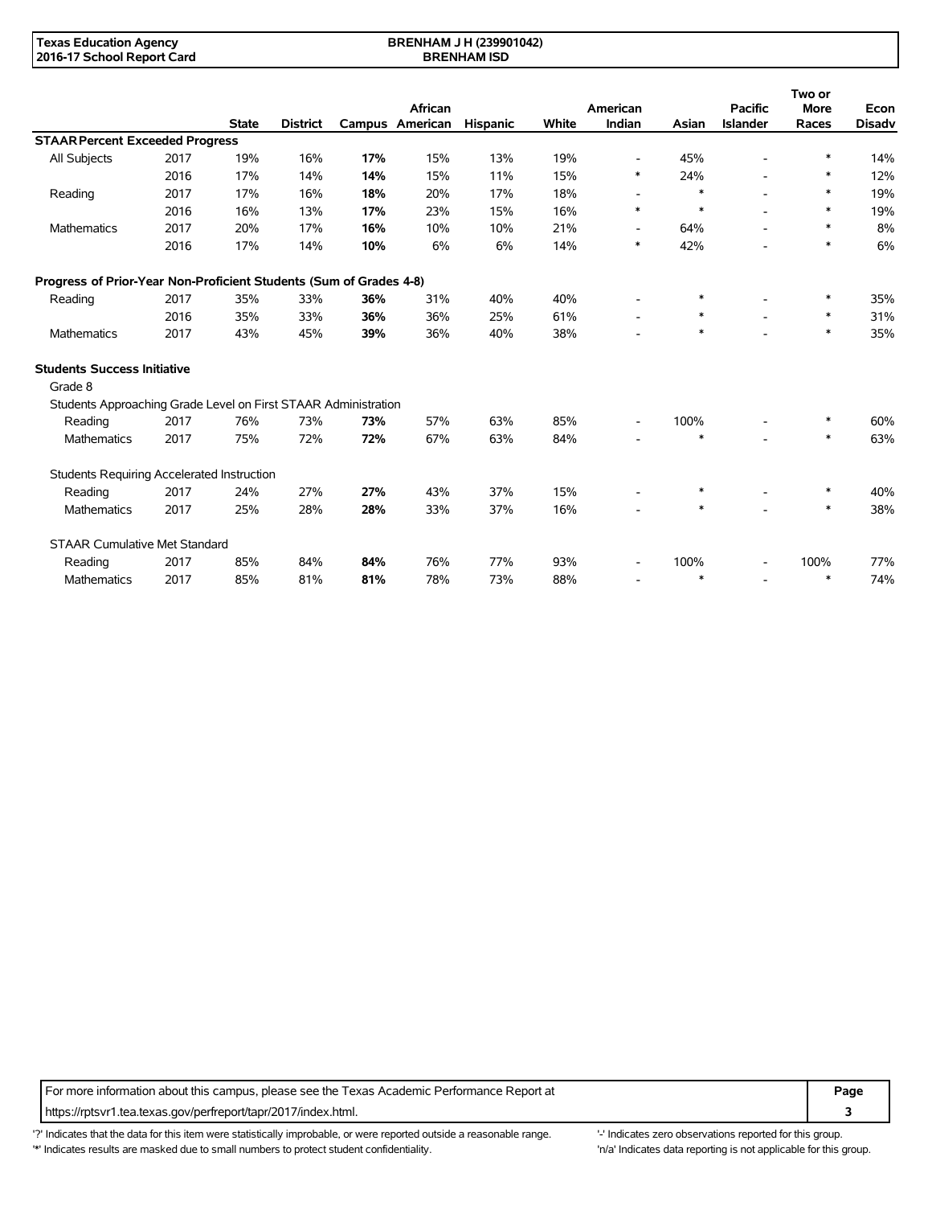| | | State | District | Campus | African American | Hispanic | White | American Indian | Asian | Pacific Islander | Two or More Races | Econ Disadv |
|---|---|---|---|---|---|---|---|---|---|---|---|---|
| **STAAR Percent Exceeded Progress** | | | | | | | | | | | | |
| All Subjects | 2017 | 19% | 16% | **17%** | 15% | 13% | 19% | - | 45% | - | * | 14% |
| | 2016 | 17% | 14% | **14%** | 15% | 11% | 15% | * | 24% | - | * | 12% |
| Reading | 2017 | 17% | 16% | **18%** | 20% | 17% | 18% | - | * | - | * | 19% |
| | 2016 | 16% | 13% | **17%** | 23% | 15% | 16% | * | * | - | * | 19% |
| Mathematics | 2017 | 20% | 17% | **16%** | 10% | 10% | 21% | - | 64% | - | * | 8% |
| | 2016 | 17% | 14% | **10%** | 6% | 6% | 14% | * | 42% | - | * | 6% |
| **Progress of Prior-Year Non-Proficient Students (Sum of Grades 4-8)** | | | | | | | | | | | | |
| Reading | 2017 | 35% | 33% | **36%** | 31% | 40% | 40% | - | * | - | * | 35% |
| | 2016 | 35% | 33% | **36%** | 36% | 25% | 61% | - | * | - | * | 31% |
| Mathematics | 2017 | 43% | 45% | **39%** | 36% | 40% | 38% | - | * | - | * | 35% |
| **Students Success Initiative** | | | | | | | | | | | | |
| Grade 8 | | | | | | | | | | | | |
| Students Approaching Grade Level on First STAAR Administration | | | | | | | | | | | | |
| Reading | 2017 | 76% | 73% | **73%** | 57% | 63% | 85% | - | 100% | - | * | 60% |
| Mathematics | 2017 | 75% | 72% | **72%** | 67% | 63% | 84% | - | * | - | * | 63% |
| Students Requiring Accelerated Instruction | | | | | | | | | | | | |
| Reading | 2017 | 24% | 27% | **27%** | 43% | 37% | 15% | - | * | - | * | 40% |
| Mathematics | 2017 | 25% | 28% | **28%** | 33% | 37% | 16% | - | * | - | * | 38% |
| STAAR Cumulative Met Standard | | | | | | | | | | | | |
| Reading | 2017 | 85% | 84% | **84%** | 76% | 77% | 93% | - | 100% | - | 100% | 77% |
| Mathematics | 2017 | 85% | 81% | **81%** | 78% | 73% | 88% | - | * | - | * | 74% |

For more information about this campus, please see the Texas Academic Performance Report at https://rptsvr1.tea.texas.gov/perfreport/tapr/2017/index.html.

'?' Indicates that the data for this item were statistically improbable, or were reported outside a reasonable range.
'-' Indicates zero observations reported for this group.
'*' Indicates results are masked due to small numbers to protect student confidentiality.
'n/a' Indicates data reporting is not applicable for this group.